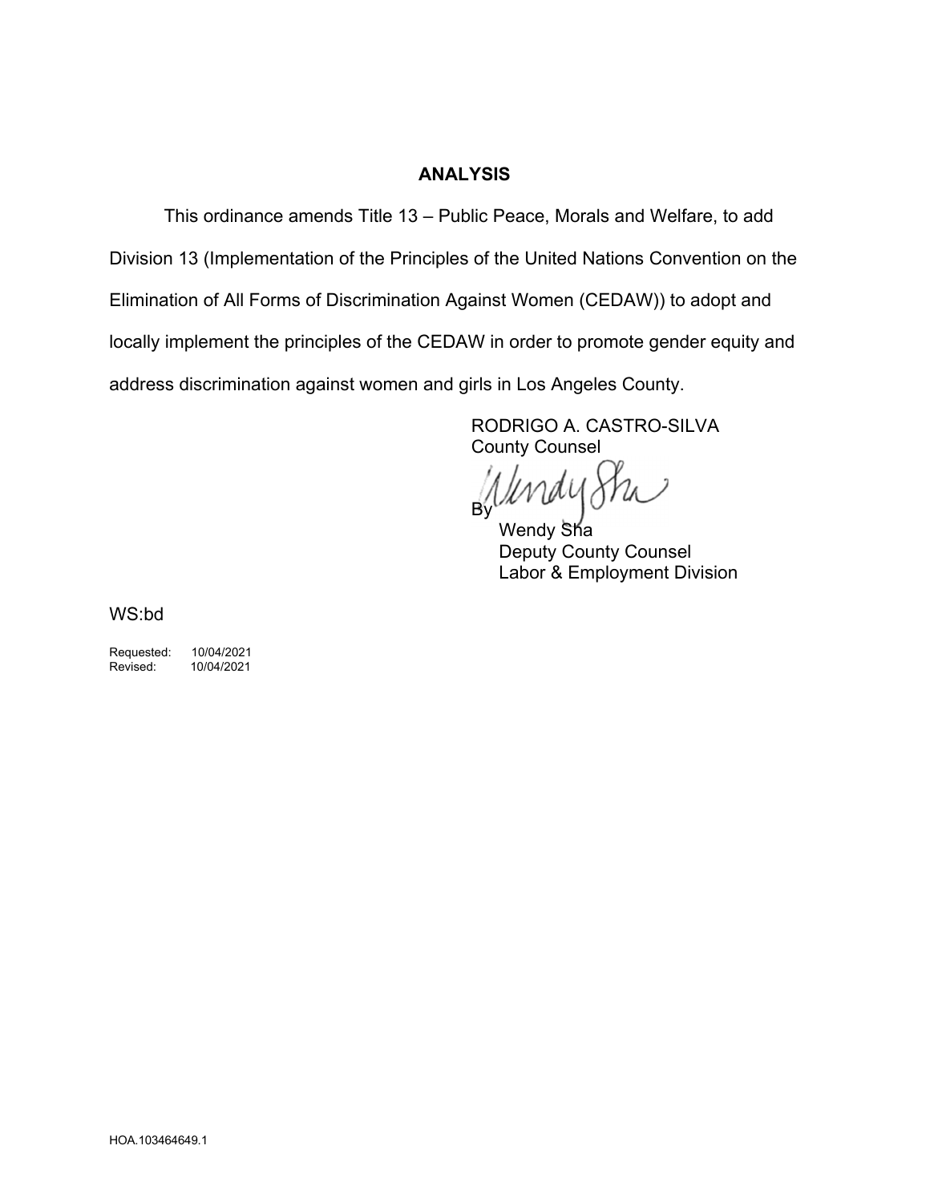## ANALYSIS

This ordinance amends Title 13 – Public Peace, Morals and Welfare, to add Division 13 (Implementation of the Principles of the United Nations Convention on the Elimination of All Forms of Discrimination Against Women (CEDAW)) to adopt and locally implement the principles of the CEDAW in order to promote gender equity and address discrimination against women and girls in Los Angeles County.

RODRIGO A. CASTRO-SILVA
County Counsel

By Wendy Sha
Wendy Sha
Deputy County Counsel
Labor & Employment Division

WS:bd

Requested: 10/04/2021
Revised: 10/04/2021

HOA.103464649.1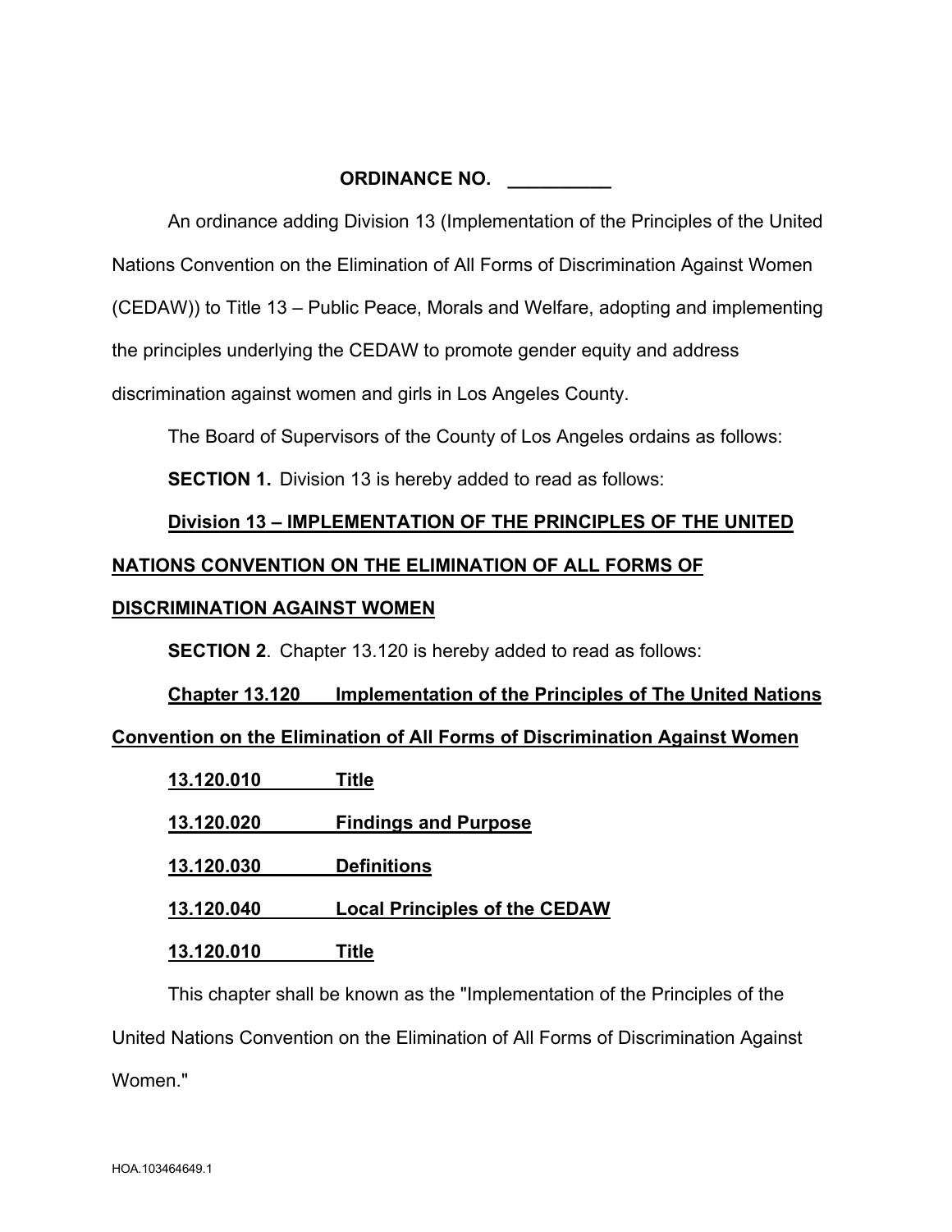**ORDINANCE NO. __________**

An ordinance adding Division 13 (Implementation of the Principles of the United Nations Convention on the Elimination of All Forms of Discrimination Against Women (CEDAW)) to Title 13 – Public Peace, Morals and Welfare, adopting and implementing the principles underlying the CEDAW to promote gender equity and address discrimination against women and girls in Los Angeles County.

The Board of Supervisors of the County of Los Angeles ordains as follows:

**SECTION 1.** Division 13 is hereby added to read as follows:

**Division 13 – IMPLEMENTATION OF THE PRINCIPLES OF THE UNITED NATIONS CONVENTION ON THE ELIMINATION OF ALL FORMS OF DISCRIMINATION AGAINST WOMEN**

**SECTION 2**. Chapter 13.120 is hereby added to read as follows:

**Chapter 13.120 Implementation of the Principles of The United Nations Convention on the Elimination of All Forms of Discrimination Against Women**

**13.120.010 Title**

**13.120.020 Findings and Purpose**

**13.120.030 Definitions**

**13.120.040 Local Principles of the CEDAW**

**13.120.010 Title**

This chapter shall be known as the "Implementation of the Principles of the United Nations Convention on the Elimination of All Forms of Discrimination Against Women."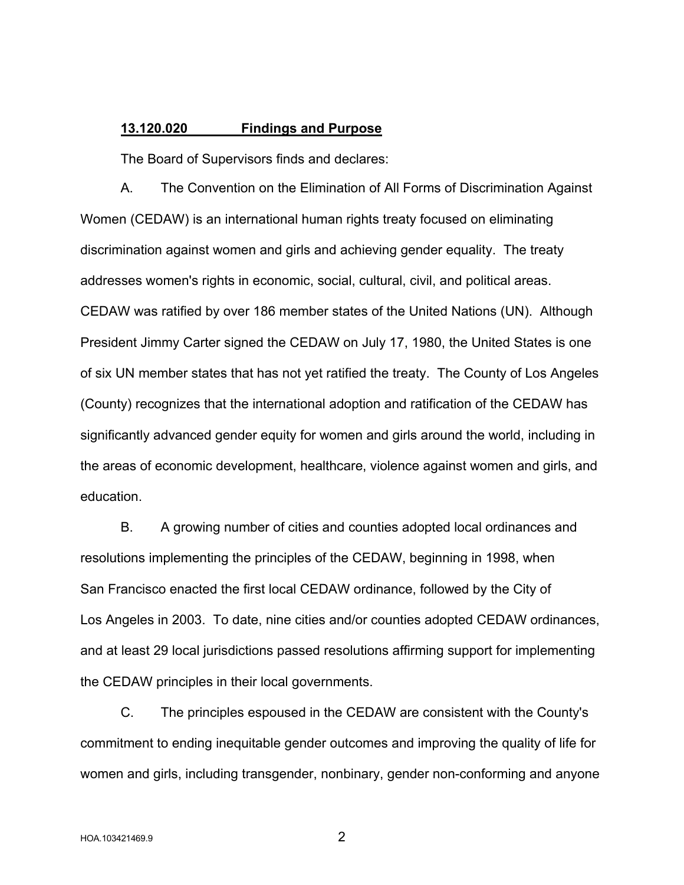**13.120.020 Findings and Purpose**

The Board of Supervisors finds and declares:

A. The Convention on the Elimination of All Forms of Discrimination Against Women (CEDAW) is an international human rights treaty focused on eliminating discrimination against women and girls and achieving gender equality. The treaty addresses women's rights in economic, social, cultural, civil, and political areas. CEDAW was ratified by over 186 member states of the United Nations (UN). Although President Jimmy Carter signed the CEDAW on July 17, 1980, the United States is one of six UN member states that has not yet ratified the treaty. The County of Los Angeles (County) recognizes that the international adoption and ratification of the CEDAW has significantly advanced gender equity for women and girls around the world, including in the areas of economic development, healthcare, violence against women and girls, and education.

B. A growing number of cities and counties adopted local ordinances and resolutions implementing the principles of the CEDAW, beginning in 1998, when San Francisco enacted the first local CEDAW ordinance, followed by the City of Los Angeles in 2003. To date, nine cities and/or counties adopted CEDAW ordinances, and at least 29 local jurisdictions passed resolutions affirming support for implementing the CEDAW principles in their local governments.

C. The principles espoused in the CEDAW are consistent with the County's commitment to ending inequitable gender outcomes and improving the quality of life for women and girls, including transgender, nonbinary, gender non-conforming and anyone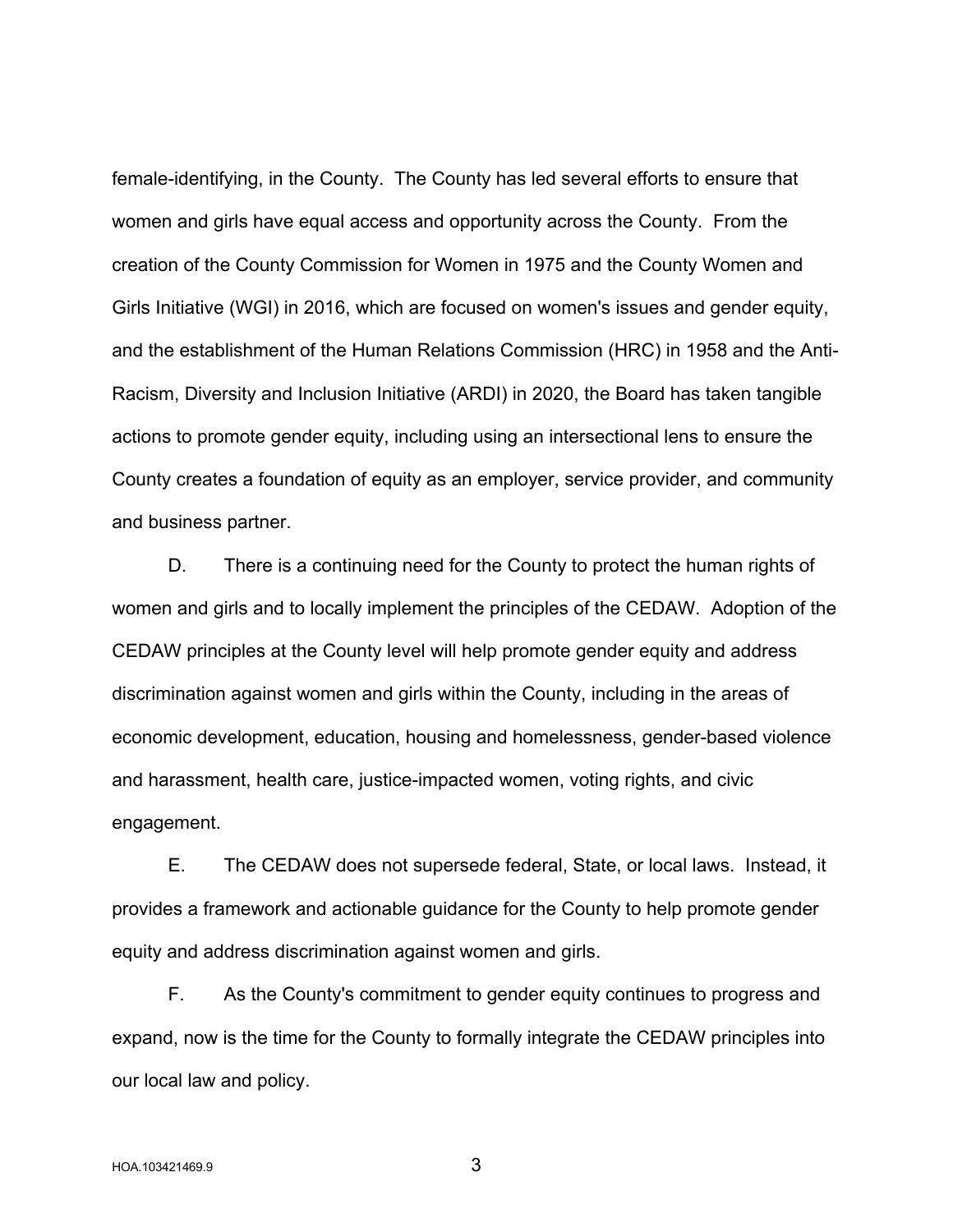female-identifying, in the County. The County has led several efforts to ensure that women and girls have equal access and opportunity across the County. From the creation of the County Commission for Women in 1975 and the County Women and Girls Initiative (WGI) in 2016, which are focused on women's issues and gender equity, and the establishment of the Human Relations Commission (HRC) in 1958 and the Anti-Racism, Diversity and Inclusion Initiative (ARDI) in 2020, the Board has taken tangible actions to promote gender equity, including using an intersectional lens to ensure the County creates a foundation of equity as an employer, service provider, and community and business partner.

D. There is a continuing need for the County to protect the human rights of women and girls and to locally implement the principles of the CEDAW. Adoption of the CEDAW principles at the County level will help promote gender equity and address discrimination against women and girls within the County, including in the areas of economic development, education, housing and homelessness, gender-based violence and harassment, health care, justice-impacted women, voting rights, and civic engagement.

E. The CEDAW does not supersede federal, State, or local laws. Instead, it provides a framework and actionable guidance for the County to help promote gender equity and address discrimination against women and girls.

F. As the County's commitment to gender equity continues to progress and expand, now is the time for the County to formally integrate the CEDAW principles into our local law and policy.

HOA.103421469.9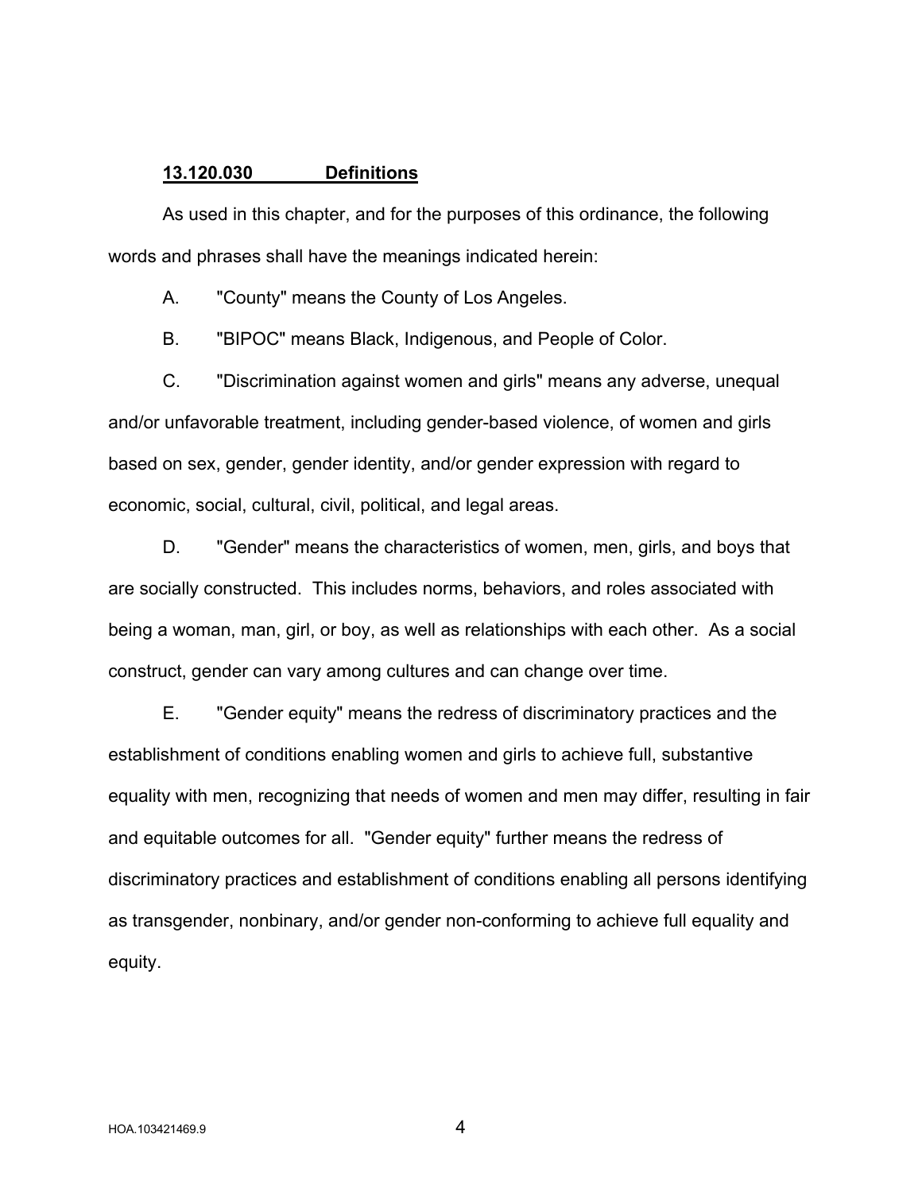**13.120.030 Definitions**

As used in this chapter, and for the purposes of this ordinance, the following words and phrases shall have the meanings indicated herein:

A. "County" means the County of Los Angeles.

B. "BIPOC" means Black, Indigenous, and People of Color.

C. "Discrimination against women and girls" means any adverse, unequal and/or unfavorable treatment, including gender-based violence, of women and girls based on sex, gender, gender identity, and/or gender expression with regard to economic, social, cultural, civil, political, and legal areas.

D. "Gender" means the characteristics of women, men, girls, and boys that are socially constructed. This includes norms, behaviors, and roles associated with being a woman, man, girl, or boy, as well as relationships with each other. As a social construct, gender can vary among cultures and can change over time.

E. "Gender equity" means the redress of discriminatory practices and the establishment of conditions enabling women and girls to achieve full, substantive equality with men, recognizing that needs of women and men may differ, resulting in fair and equitable outcomes for all. "Gender equity" further means the redress of discriminatory practices and establishment of conditions enabling all persons identifying as transgender, nonbinary, and/or gender non-conforming to achieve full equality and equity.

HOA.103421469.9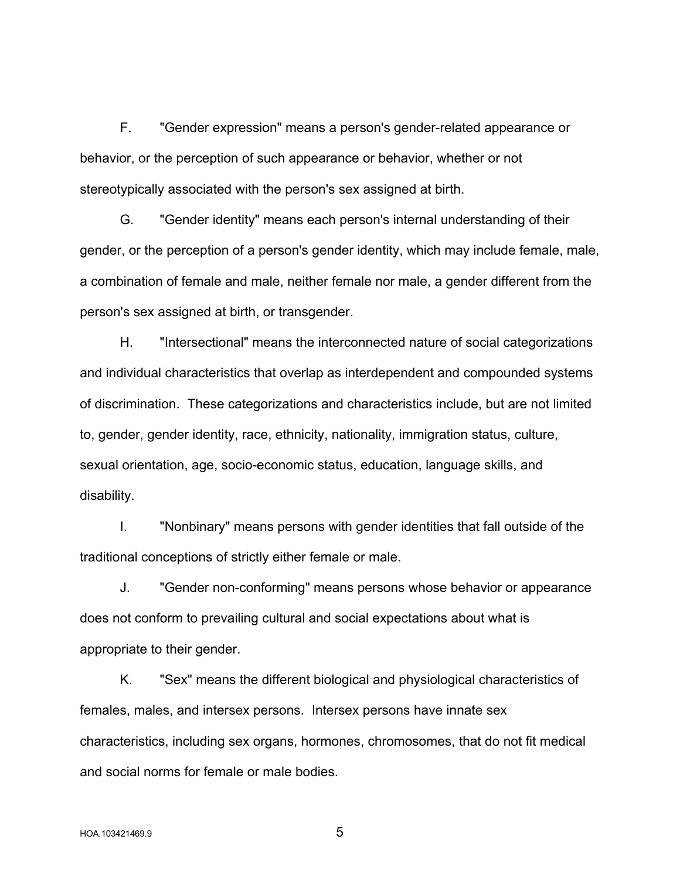F. "Gender expression" means a person's gender-related appearance or behavior, or the perception of such appearance or behavior, whether or not stereotypically associated with the person's sex assigned at birth.

G. "Gender identity" means each person's internal understanding of their gender, or the perception of a person's gender identity, which may include female, male, a combination of female and male, neither female nor male, a gender different from the person's sex assigned at birth, or transgender.

H. "Intersectional" means the interconnected nature of social categorizations and individual characteristics that overlap as interdependent and compounded systems of discrimination. These categorizations and characteristics include, but are not limited to, gender, gender identity, race, ethnicity, nationality, immigration status, culture, sexual orientation, age, socio-economic status, education, language skills, and disability.

I. "Nonbinary" means persons with gender identities that fall outside of the traditional conceptions of strictly either female or male.

J. "Gender non-conforming" means persons whose behavior or appearance does not conform to prevailing cultural and social expectations about what is appropriate to their gender.

K. "Sex" means the different biological and physiological characteristics of females, males, and intersex persons. Intersex persons have innate sex characteristics, including sex organs, hormones, chromosomes, that do not fit medical and social norms for female or male bodies.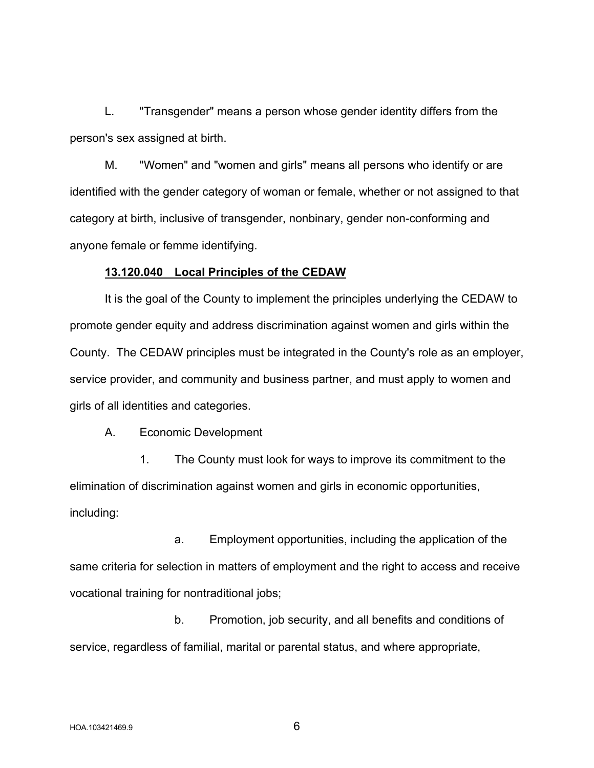L. "Transgender" means a person whose gender identity differs from the person's sex assigned at birth.

M. "Women" and "women and girls" means all persons who identify or are identified with the gender category of woman or female, whether or not assigned to that category at birth, inclusive of transgender, nonbinary, gender non-conforming and anyone female or femme identifying.

**13.120.040 Local Principles of the CEDAW**

It is the goal of the County to implement the principles underlying the CEDAW to promote gender equity and address discrimination against women and girls within the County. The CEDAW principles must be integrated in the County's role as an employer, service provider, and community and business partner, and must apply to women and girls of all identities and categories.

A. Economic Development

1. The County must look for ways to improve its commitment to the elimination of discrimination against women and girls in economic opportunities, including:

a. Employment opportunities, including the application of the same criteria for selection in matters of employment and the right to access and receive vocational training for nontraditional jobs;

b. Promotion, job security, and all benefits and conditions of service, regardless of familial, marital or parental status, and where appropriate,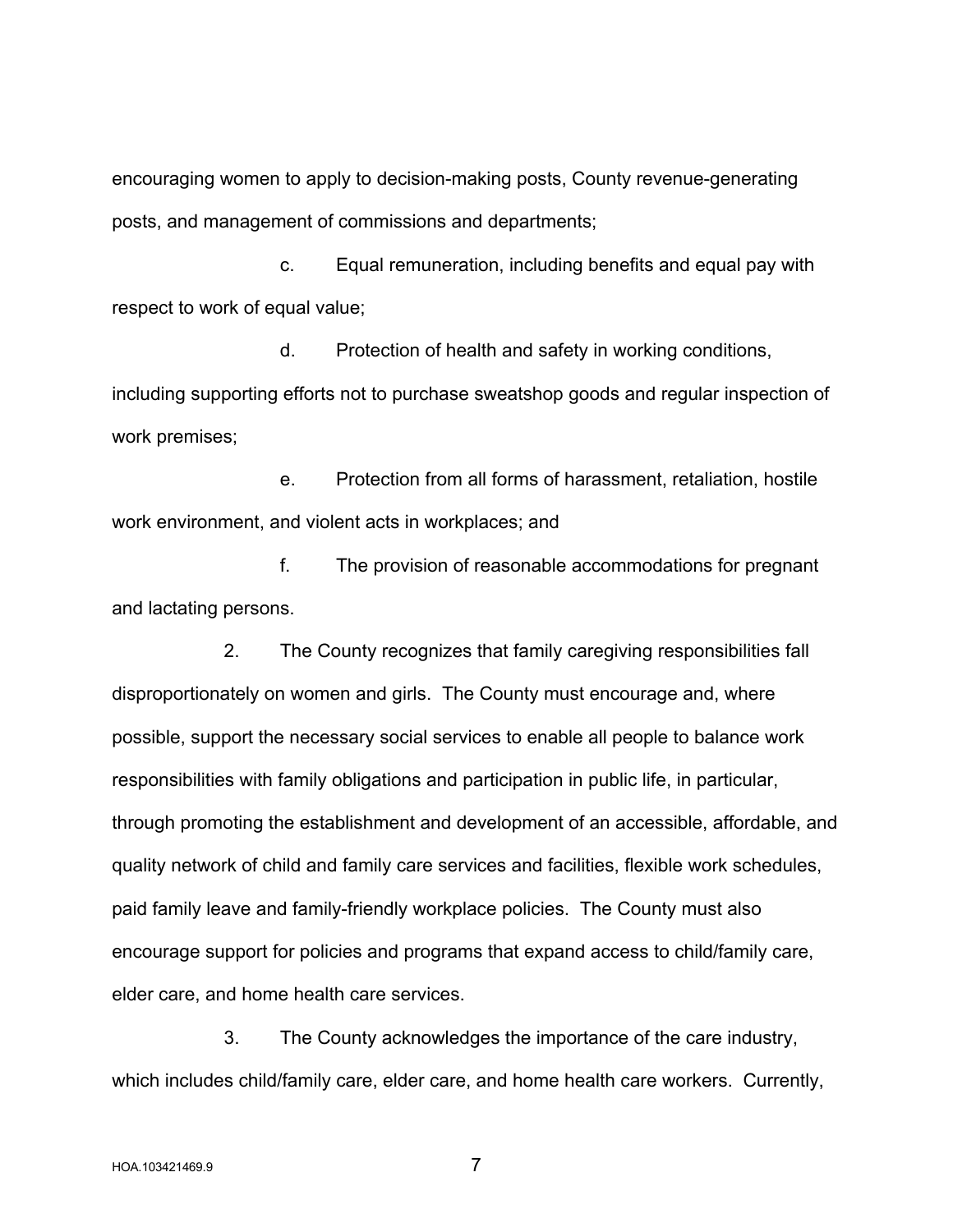encouraging women to apply to decision-making posts, County revenue-generating posts, and management of commissions and departments;

c. Equal remuneration, including benefits and equal pay with respect to work of equal value;

d. Protection of health and safety in working conditions, including supporting efforts not to purchase sweatshop goods and regular inspection of work premises;

e. Protection from all forms of harassment, retaliation, hostile work environment, and violent acts in workplaces; and

f. The provision of reasonable accommodations for pregnant and lactating persons.

2. The County recognizes that family caregiving responsibilities fall disproportionately on women and girls. The County must encourage and, where possible, support the necessary social services to enable all people to balance work responsibilities with family obligations and participation in public life, in particular, through promoting the establishment and development of an accessible, affordable, and quality network of child and family care services and facilities, flexible work schedules, paid family leave and family-friendly workplace policies. The County must also encourage support for policies and programs that expand access to child/family care, elder care, and home health care services.

3. The County acknowledges the importance of the care industry, which includes child/family care, elder care, and home health care workers. Currently,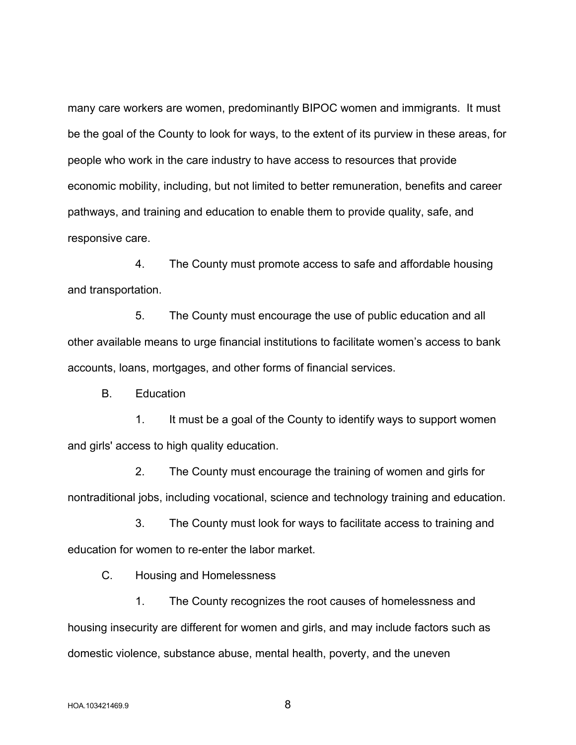many care workers are women, predominantly BIPOC women and immigrants. It must be the goal of the County to look for ways, to the extent of its purview in these areas, for people who work in the care industry to have access to resources that provide economic mobility, including, but not limited to better remuneration, benefits and career pathways, and training and education to enable them to provide quality, safe, and responsive care.

4. The County must promote access to safe and affordable housing and transportation.

5. The County must encourage the use of public education and all other available means to urge financial institutions to facilitate women's access to bank accounts, loans, mortgages, and other forms of financial services.

B. Education

1. It must be a goal of the County to identify ways to support women and girls' access to high quality education.

2. The County must encourage the training of women and girls for nontraditional jobs, including vocational, science and technology training and education.

3. The County must look for ways to facilitate access to training and education for women to re-enter the labor market.

C. Housing and Homelessness

1. The County recognizes the root causes of homelessness and housing insecurity are different for women and girls, and may include factors such as domestic violence, substance abuse, mental health, poverty, and the uneven

HOA.103421469.9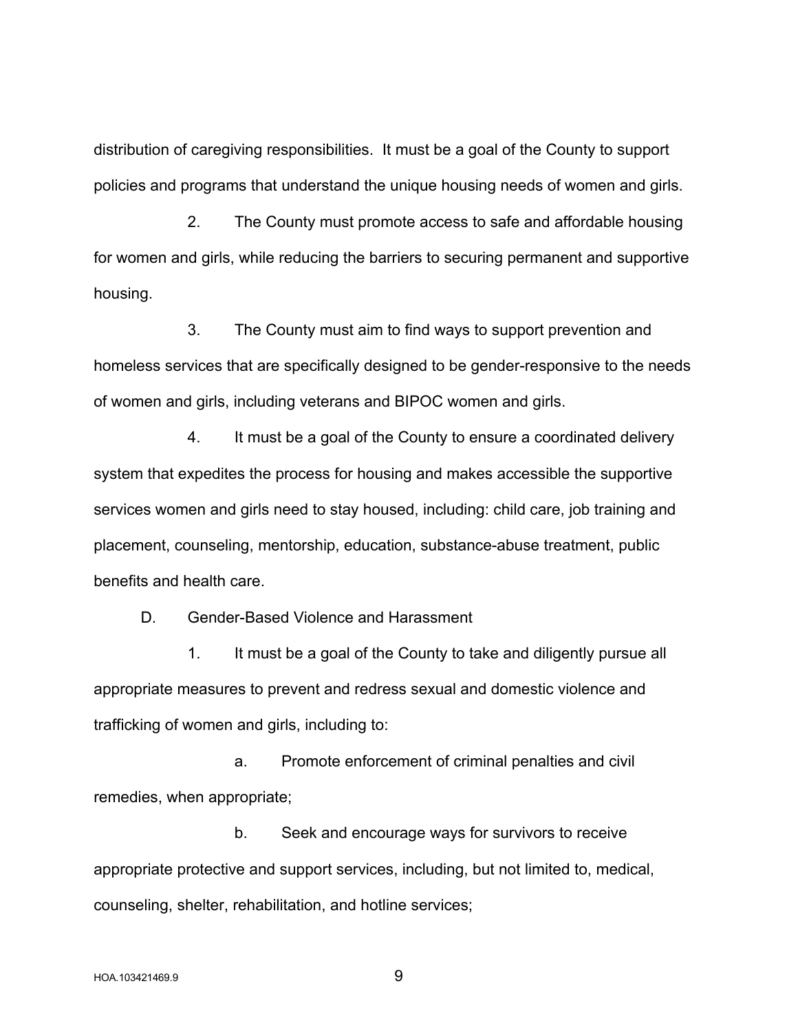distribution of caregiving responsibilities. It must be a goal of the County to support policies and programs that understand the unique housing needs of women and girls.

2. The County must promote access to safe and affordable housing for women and girls, while reducing the barriers to securing permanent and supportive housing.

3. The County must aim to find ways to support prevention and homeless services that are specifically designed to be gender-responsive to the needs of women and girls, including veterans and BIPOC women and girls.

4. It must be a goal of the County to ensure a coordinated delivery system that expedites the process for housing and makes accessible the supportive services women and girls need to stay housed, including: child care, job training and placement, counseling, mentorship, education, substance-abuse treatment, public benefits and health care.

D. Gender-Based Violence and Harassment

1. It must be a goal of the County to take and diligently pursue all appropriate measures to prevent and redress sexual and domestic violence and trafficking of women and girls, including to:

a. Promote enforcement of criminal penalties and civil remedies, when appropriate;

b. Seek and encourage ways for survivors to receive appropriate protective and support services, including, but not limited to, medical, counseling, shelter, rehabilitation, and hotline services;

HOA.103421469.9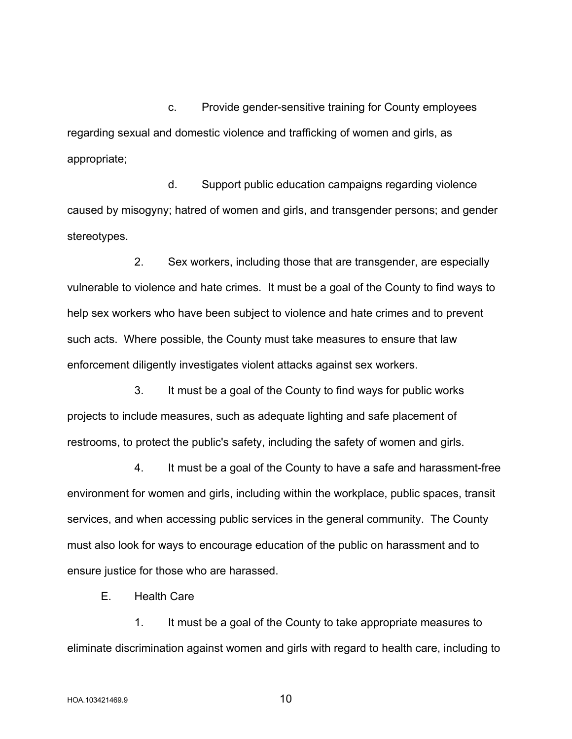c. Provide gender-sensitive training for County employees regarding sexual and domestic violence and trafficking of women and girls, as appropriate;

d. Support public education campaigns regarding violence caused by misogyny; hatred of women and girls, and transgender persons; and gender stereotypes.

2. Sex workers, including those that are transgender, are especially vulnerable to violence and hate crimes. It must be a goal of the County to find ways to help sex workers who have been subject to violence and hate crimes and to prevent such acts. Where possible, the County must take measures to ensure that law enforcement diligently investigates violent attacks against sex workers.

3. It must be a goal of the County to find ways for public works projects to include measures, such as adequate lighting and safe placement of restrooms, to protect the public's safety, including the safety of women and girls.

4. It must be a goal of the County to have a safe and harassment-free environment for women and girls, including within the workplace, public spaces, transit services, and when accessing public services in the general community. The County must also look for ways to encourage education of the public on harassment and to ensure justice for those who are harassed.

E. Health Care

1. It must be a goal of the County to take appropriate measures to eliminate discrimination against women and girls with regard to health care, including to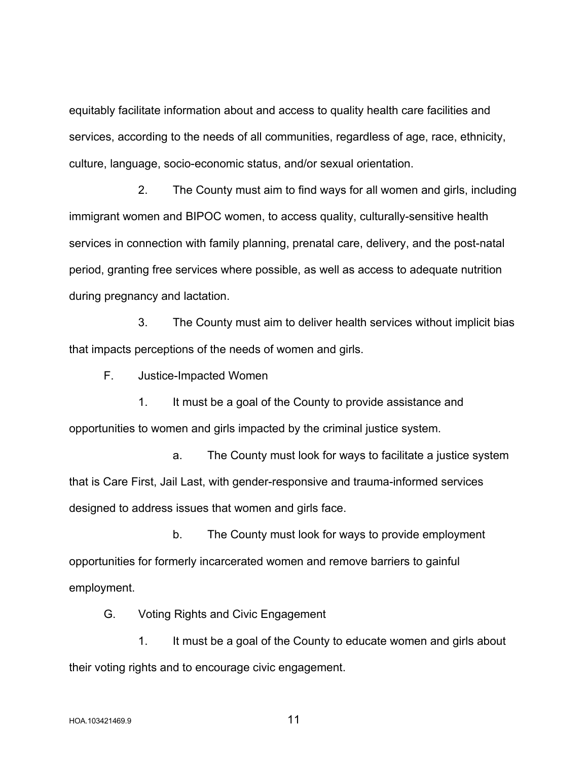equitably facilitate information about and access to quality health care facilities and services, according to the needs of all communities, regardless of age, race, ethnicity, culture, language, socio-economic status, and/or sexual orientation.

2. The County must aim to find ways for all women and girls, including immigrant women and BIPOC women, to access quality, culturally-sensitive health services in connection with family planning, prenatal care, delivery, and the post-natal period, granting free services where possible, as well as access to adequate nutrition during pregnancy and lactation.

3. The County must aim to deliver health services without implicit bias that impacts perceptions of the needs of women and girls.

F. Justice-Impacted Women

1. It must be a goal of the County to provide assistance and opportunities to women and girls impacted by the criminal justice system.

a. The County must look for ways to facilitate a justice system that is Care First, Jail Last, with gender-responsive and trauma-informed services designed to address issues that women and girls face.

b. The County must look for ways to provide employment opportunities for formerly incarcerated women and remove barriers to gainful employment.

G. Voting Rights and Civic Engagement

1. It must be a goal of the County to educate women and girls about their voting rights and to encourage civic engagement.

HOA.103421469.9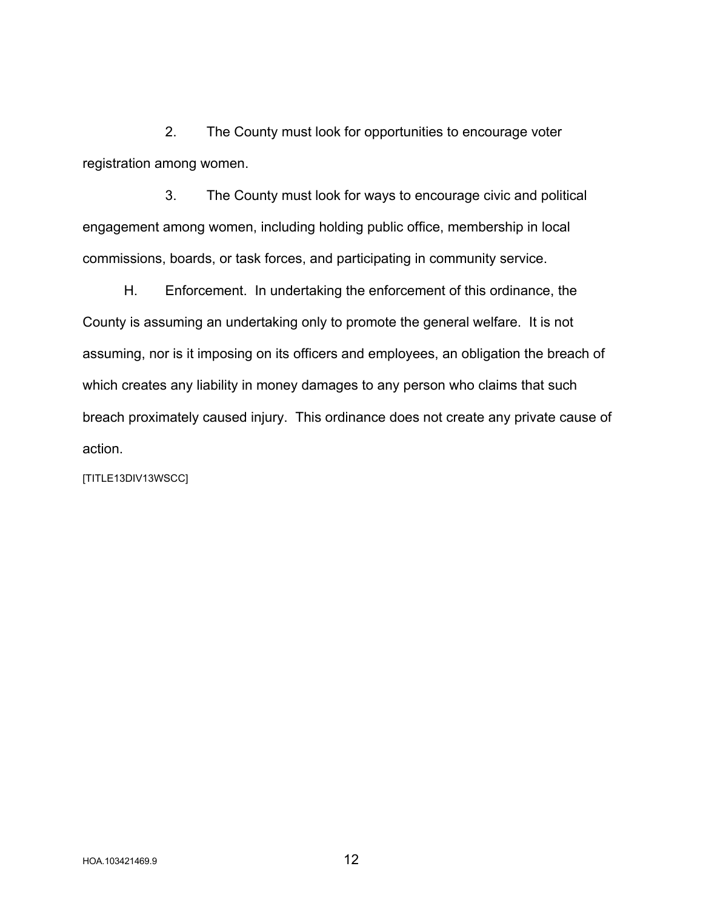2. The County must look for opportunities to encourage voter registration among women.

3. The County must look for ways to encourage civic and political engagement among women, including holding public office, membership in local commissions, boards, or task forces, and participating in community service.

H. Enforcement. In undertaking the enforcement of this ordinance, the County is assuming an undertaking only to promote the general welfare. It is not assuming, nor is it imposing on its officers and employees, an obligation the breach of which creates any liability in money damages to any person who claims that such breach proximately caused injury. This ordinance does not create any private cause of action.

[TITLE13DIV13WSCC]

HOA.103421469.9